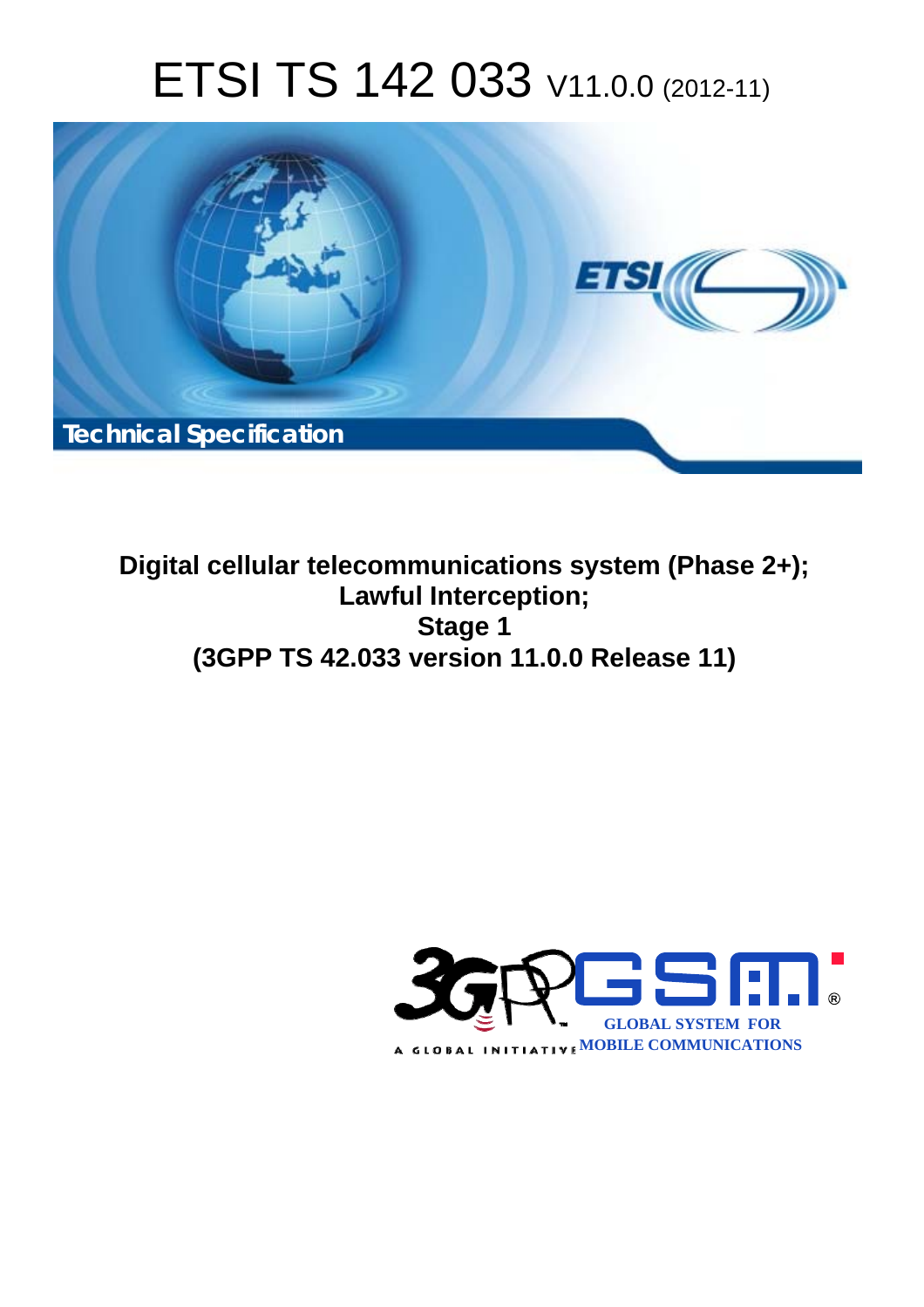# ETSI TS 142 033 V11.0.0 (2012-11)

Technical Specification

**Digital cellular telecommunications system (Phase 2+);**
**Lawful Interception;**
**Stage 1**
**(3GPP TS 42.033 version 11.0.0 Release 11)**

GLOBAL SYSTEM FOR MOBILE COMMUNICATIONS

A GLOBAL INITIATIVE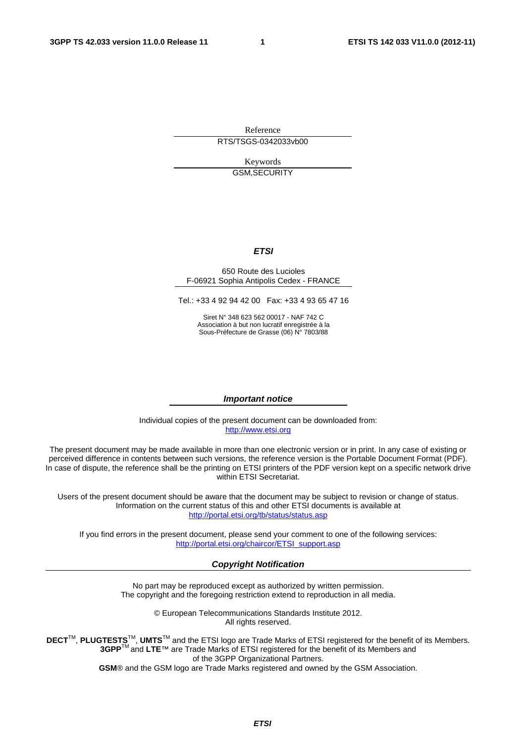Reference

RTS/TSGS-0342033vb00

Keywords

GSM,SECURITY

***ETSI***

650 Route des Lucioles
F-06921 Sophia Antipolis Cedex - FRANCE

Tel.: +33 4 92 94 42 00 Fax: +33 4 93 65 47 16

Siret N° 348 623 562 00017 - NAF 742 C
Association à but non lucratif enregistrée à la
Sous-Préfecture de Grasse (06) N° 7803/88

***Important notice***

Individual copies of the present document can be downloaded from:
http://www.etsi.org

The present document may be made available in more than one electronic version or in print. In any case of existing or perceived difference in contents between such versions, the reference version is the Portable Document Format (PDF). In case of dispute, the reference shall be the printing on ETSI printers of the PDF version kept on a specific network drive within ETSI Secretariat.

Users of the present document should be aware that the document may be subject to revision or change of status. Information on the current status of this and other ETSI documents is available at
http://portal.etsi.org/tb/status/status.asp

If you find errors in the present document, please send your comment to one of the following services:
http://portal.etsi.org/chaircor/ETSI_support.asp

***Copyright Notification***

No part may be reproduced except as authorized by written permission.
The copyright and the foregoing restriction extend to reproduction in all media.

© European Telecommunications Standards Institute 2012.
All rights reserved.

**DECT**™, **PLUGTESTS**™, **UMTS**™ and the ETSI logo are Trade Marks of ETSI registered for the benefit of its Members.
**3GPP**™ and **LTE**™ are Trade Marks of ETSI registered for the benefit of its Members and of the 3GPP Organizational Partners.
**GSM**® and the GSM logo are Trade Marks registered and owned by the GSM Association.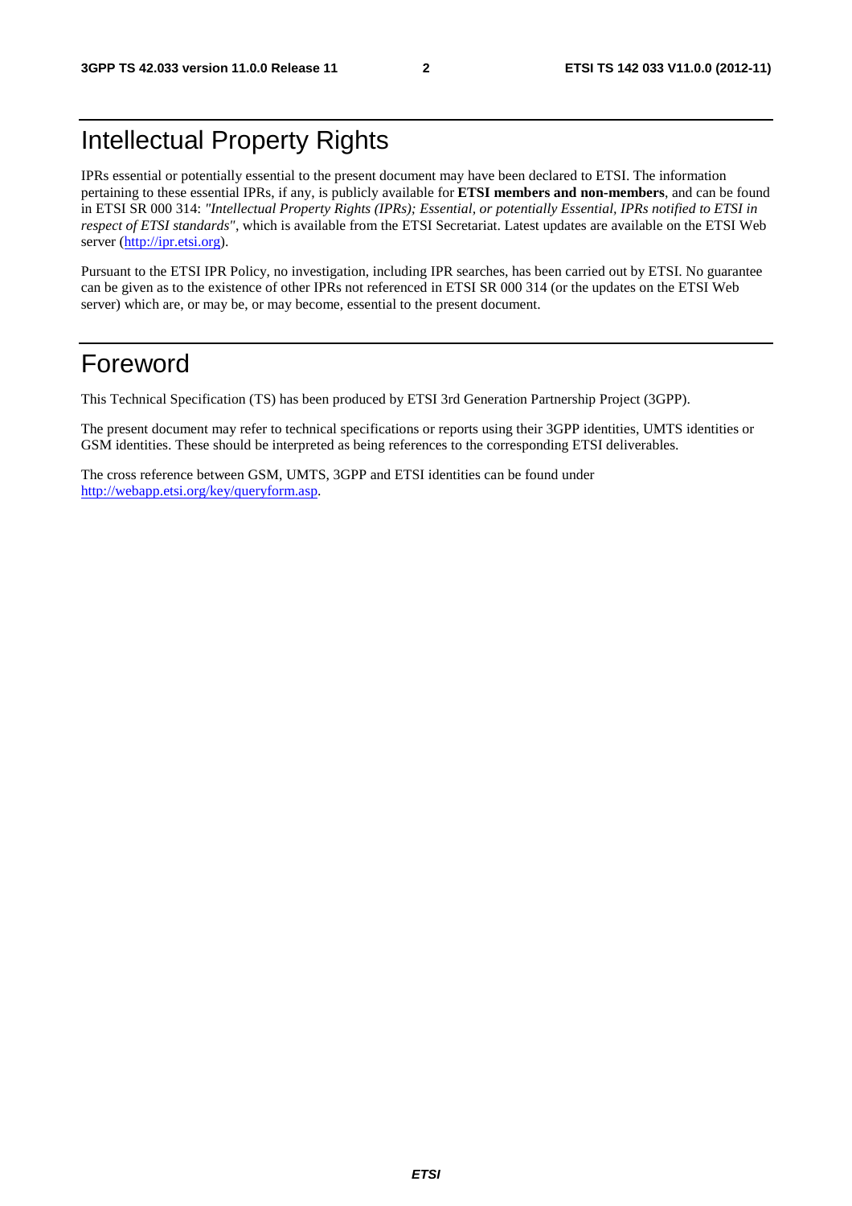# Intellectual Property Rights

IPRs essential or potentially essential to the present document may have been declared to ETSI. The information pertaining to these essential IPRs, if any, is publicly available for **ETSI members and non-members**, and can be found in ETSI SR 000 314: *"Intellectual Property Rights (IPRs); Essential, or potentially Essential, IPRs notified to ETSI in respect of ETSI standards"*, which is available from the ETSI Secretariat. Latest updates are available on the ETSI Web server (http://ipr.etsi.org).

Pursuant to the ETSI IPR Policy, no investigation, including IPR searches, has been carried out by ETSI. No guarantee can be given as to the existence of other IPRs not referenced in ETSI SR 000 314 (or the updates on the ETSI Web server) which are, or may be, or may become, essential to the present document.

# Foreword

This Technical Specification (TS) has been produced by ETSI 3rd Generation Partnership Project (3GPP).

The present document may refer to technical specifications or reports using their 3GPP identities, UMTS identities or GSM identities. These should be interpreted as being references to the corresponding ETSI deliverables.

The cross reference between GSM, UMTS, 3GPP and ETSI identities can be found under http://webapp.etsi.org/key/queryform.asp.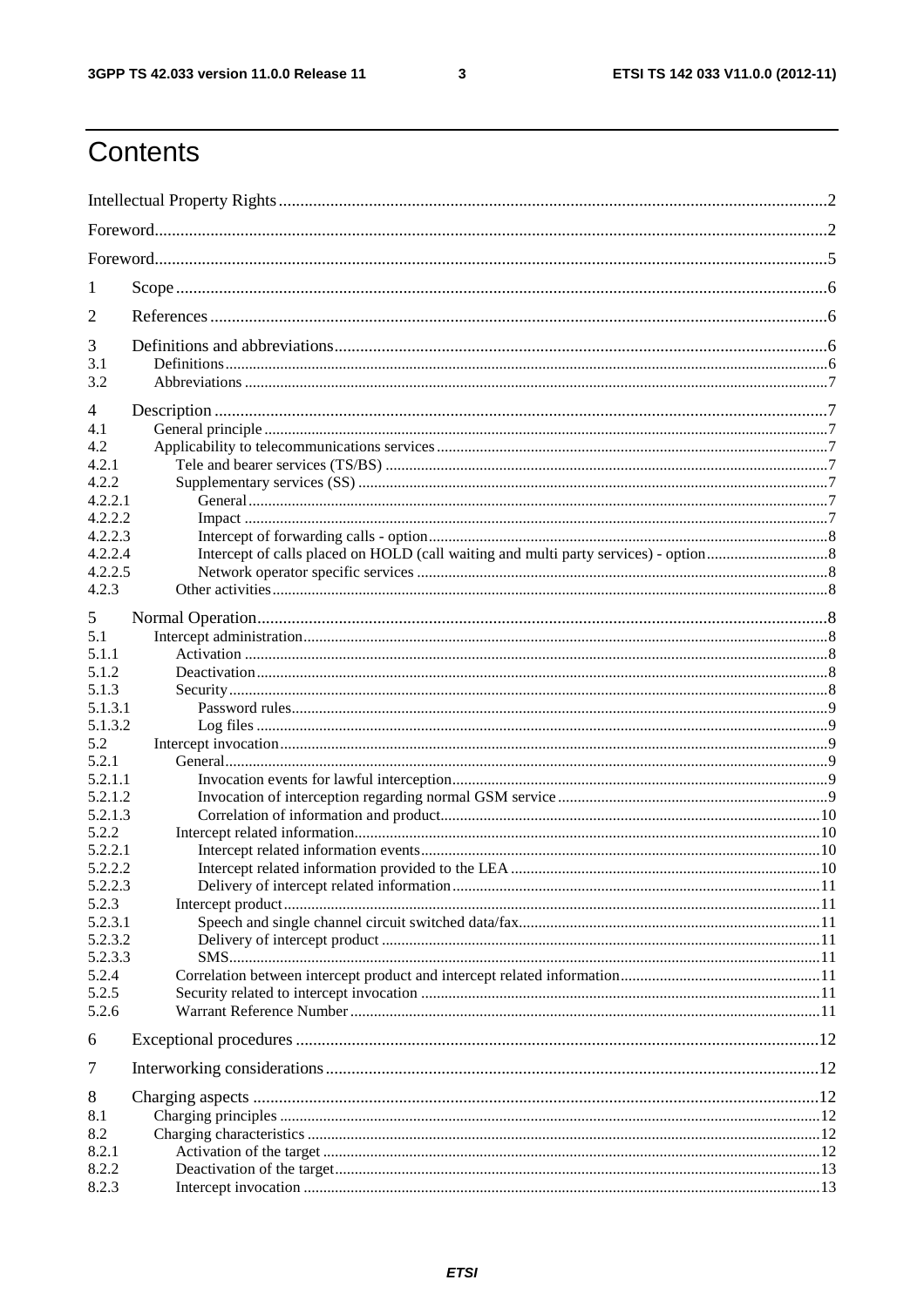# Contents

Intellectual Property Rights ..... 2
Foreword ..... 2
Foreword ..... 5
1 Scope ..... 6
2 References ..... 6
3 Definitions and abbreviations ..... 6
3.1 Definitions ..... 6
3.2 Abbreviations ..... 7
4 Description ..... 7
4.1 General principle ..... 7
4.2 Applicability to telecommunications services ..... 7
4.2.1 Tele and bearer services (TS/BS) ..... 7
4.2.2 Supplementary services (SS) ..... 7
4.2.2.1 General ..... 7
4.2.2.2 Impact ..... 7
4.2.2.3 Intercept of forwarding calls - option ..... 8
4.2.2.4 Intercept of calls placed on HOLD (call waiting and multi party services) - option ..... 8
4.2.2.5 Network operator specific services ..... 8
4.2.3 Other activities ..... 8
5 Normal Operation ..... 8
5.1 Intercept administration ..... 8
5.1.1 Activation ..... 8
5.1.2 Deactivation ..... 8
5.1.3 Security ..... 8
5.1.3.1 Password rules ..... 9
5.1.3.2 Log files ..... 9
5.2 Intercept invocation ..... 9
5.2.1 General ..... 9
5.2.1.1 Invocation events for lawful interception ..... 9
5.2.1.2 Invocation of interception regarding normal GSM service ..... 9
5.2.1.3 Correlation of information and product ..... 10
5.2.2 Intercept related information ..... 10
5.2.2.1 Intercept related information events ..... 10
5.2.2.2 Intercept related information provided to the LEA ..... 10
5.2.2.3 Delivery of intercept related information ..... 11
5.2.3 Intercept product ..... 11
5.2.3.1 Speech and single channel circuit switched data/fax ..... 11
5.2.3.2 Delivery of intercept product ..... 11
5.2.3.3 SMS ..... 11
5.2.4 Correlation between intercept product and intercept related information ..... 11
5.2.5 Security related to intercept invocation ..... 11
5.2.6 Warrant Reference Number ..... 11
6 Exceptional procedures ..... 12
7 Interworking considerations ..... 12
8 Charging aspects ..... 12
8.1 Charging principles ..... 12
8.2 Charging characteristics ..... 12
8.2.1 Activation of the target ..... 12
8.2.2 Deactivation of the target ..... 13
8.2.3 Intercept invocation ..... 13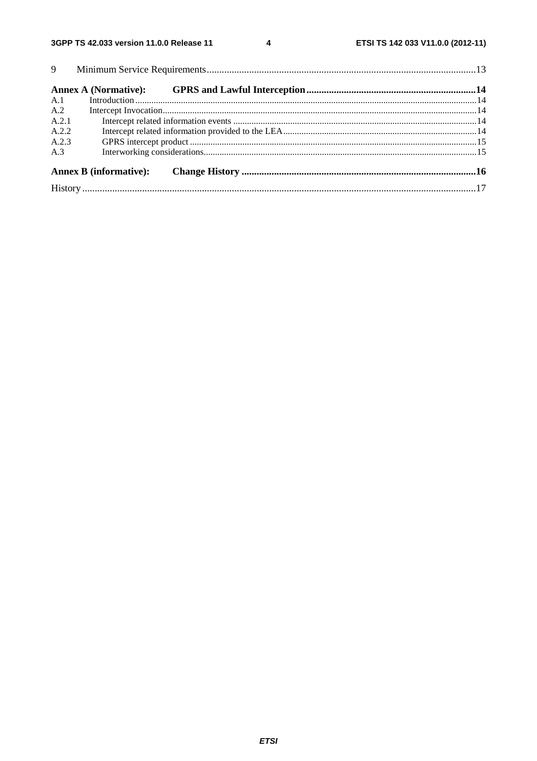9 Minimum Service Requirements .......... 13

**Annex A (Normative): GPRS and Lawful Interception .......... 14**

A.1 Introduction .......... 14

A.2 Intercept Invocation .......... 14

A.2.1 Intercept related information events .......... 14

A.2.2 Intercept related information provided to the LEA .......... 14

A.2.3 GPRS intercept product .......... 15

A.3 Interworking considerations .......... 15

**Annex B (informative): Change History .......... 16**

History .......... 17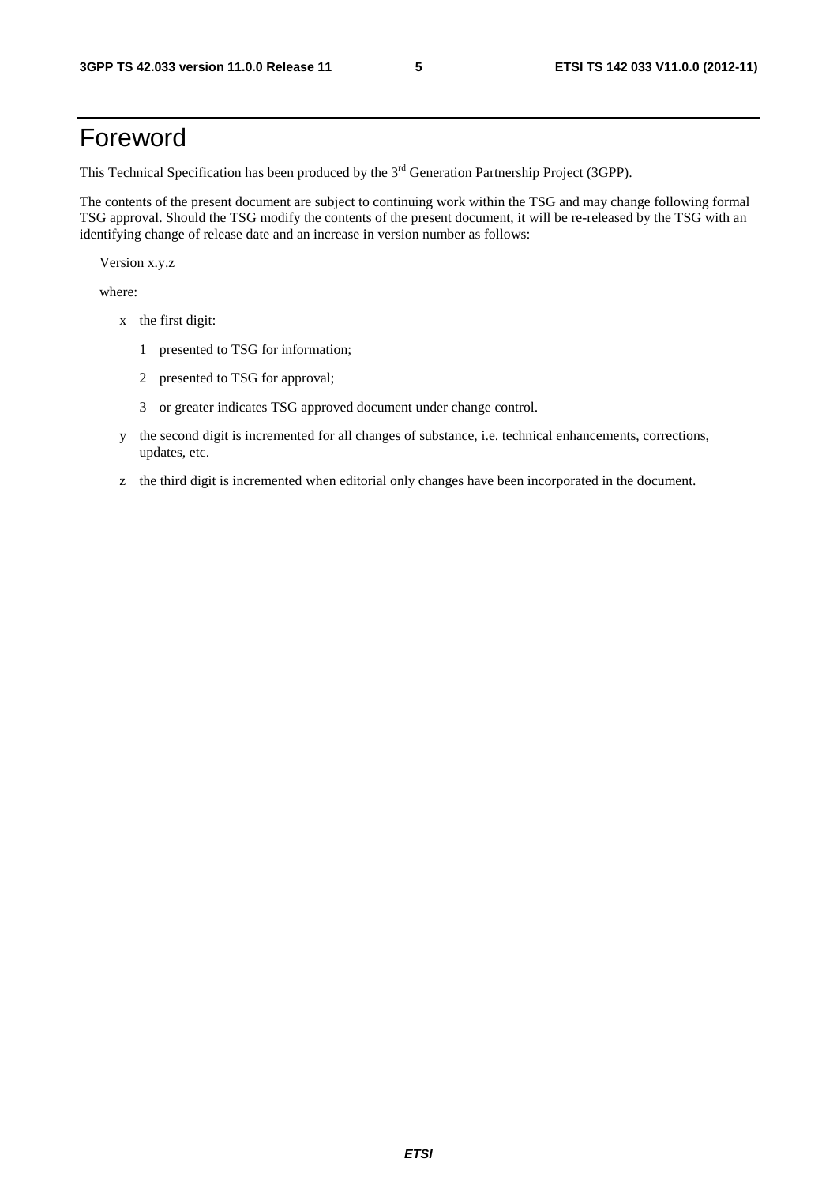# Foreword

This Technical Specification has been produced by the 3rd Generation Partnership Project (3GPP).

The contents of the present document are subject to continuing work within the TSG and may change following formal TSG approval. Should the TSG modify the contents of the present document, it will be re-released by the TSG with an identifying change of release date and an increase in version number as follows:

Version x.y.z

where:

- x the first digit:
  - 1 presented to TSG for information;
  - 2 presented to TSG for approval;
  - 3 or greater indicates TSG approved document under change control.
- y the second digit is incremented for all changes of substance, i.e. technical enhancements, corrections, updates, etc.
- z the third digit is incremented when editorial only changes have been incorporated in the document.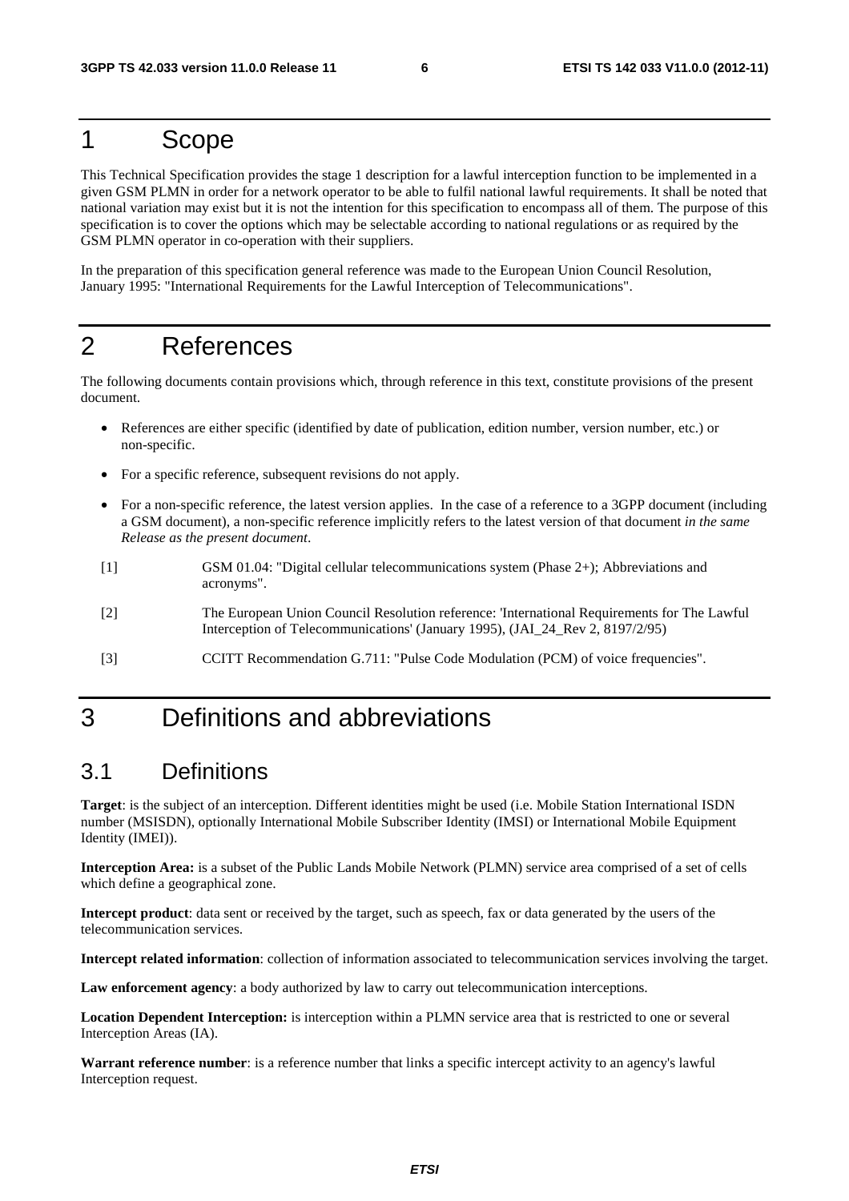# 1 Scope

This Technical Specification provides the stage 1 description for a lawful interception function to be implemented in a given GSM PLMN in order for a network operator to be able to fulfil national lawful requirements. It shall be noted that national variation may exist but it is not the intention for this specification to encompass all of them. The purpose of this specification is to cover the options which may be selectable according to national regulations or as required by the GSM PLMN operator in co-operation with their suppliers.

In the preparation of this specification general reference was made to the European Union Council Resolution, January 1995: "International Requirements for the Lawful Interception of Telecommunications".

# 2 References

The following documents contain provisions which, through reference in this text, constitute provisions of the present document.

- References are either specific (identified by date of publication, edition number, version number, etc.) or non-specific.
- For a specific reference, subsequent revisions do not apply.
- For a non-specific reference, the latest version applies. In the case of a reference to a 3GPP document (including a GSM document), a non-specific reference implicitly refers to the latest version of that document *in the same Release as the present document*.

[1] GSM 01.04: "Digital cellular telecommunications system (Phase 2+); Abbreviations and acronyms".

[2] The European Union Council Resolution reference: 'International Requirements for The Lawful Interception of Telecommunications' (January 1995), (JAI_24_Rev 2, 8197/2/95)

[3] CCITT Recommendation G.711: "Pulse Code Modulation (PCM) of voice frequencies".

# 3 Definitions and abbreviations

## 3.1 Definitions

**Target**: is the subject of an interception. Different identities might be used (i.e. Mobile Station International ISDN number (MSISDN), optionally International Mobile Subscriber Identity (IMSI) or International Mobile Equipment Identity (IMEI)).

**Interception Area:** is a subset of the Public Lands Mobile Network (PLMN) service area comprised of a set of cells which define a geographical zone.

**Intercept product**: data sent or received by the target, such as speech, fax or data generated by the users of the telecommunication services.

**Intercept related information**: collection of information associated to telecommunication services involving the target.

**Law enforcement agency**: a body authorized by law to carry out telecommunication interceptions.

**Location Dependent Interception:** is interception within a PLMN service area that is restricted to one or several Interception Areas (IA).

**Warrant reference number**: is a reference number that links a specific intercept activity to an agency's lawful Interception request.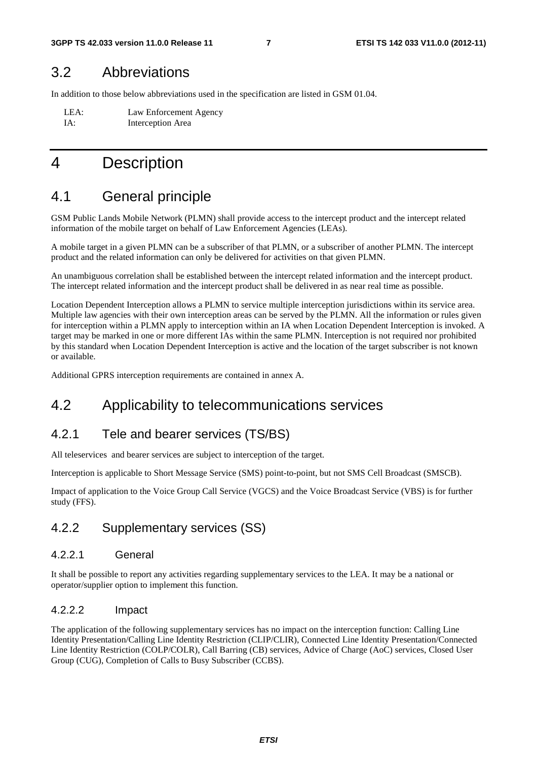## 3.2 Abbreviations

In addition to those below abbreviations used in the specification are listed in GSM 01.04.

LEA: Law Enforcement Agency
IA: Interception Area

# 4 Description

## 4.1 General principle

GSM Public Lands Mobile Network (PLMN) shall provide access to the intercept product and the intercept related information of the mobile target on behalf of Law Enforcement Agencies (LEAs).

A mobile target in a given PLMN can be a subscriber of that PLMN, or a subscriber of another PLMN. The intercept product and the related information can only be delivered for activities on that given PLMN.

An unambiguous correlation shall be established between the intercept related information and the intercept product. The intercept related information and the intercept product shall be delivered in as near real time as possible.

Location Dependent Interception allows a PLMN to service multiple interception jurisdictions within its service area. Multiple law agencies with their own interception areas can be served by the PLMN. All the information or rules given for interception within a PLMN apply to interception within an IA when Location Dependent Interception is invoked. A target may be marked in one or more different IAs within the same PLMN. Interception is not required nor prohibited by this standard when Location Dependent Interception is active and the location of the target subscriber is not known or available.

Additional GPRS interception requirements are contained in annex A.

## 4.2 Applicability to telecommunications services

### 4.2.1 Tele and bearer services (TS/BS)

All teleservices and bearer services are subject to interception of the target.

Interception is applicable to Short Message Service (SMS) point-to-point, but not SMS Cell Broadcast (SMSCB).

Impact of application to the Voice Group Call Service (VGCS) and the Voice Broadcast Service (VBS) is for further study (FFS).

### 4.2.2 Supplementary services (SS)

#### 4.2.2.1 General

It shall be possible to report any activities regarding supplementary services to the LEA. It may be a national or operator/supplier option to implement this function.

#### 4.2.2.2 Impact

The application of the following supplementary services has no impact on the interception function: Calling Line Identity Presentation/Calling Line Identity Restriction (CLIP/CLIR), Connected Line Identity Presentation/Connected Line Identity Restriction (COLP/COLR), Call Barring (CB) services, Advice of Charge (AoC) services, Closed User Group (CUG), Completion of Calls to Busy Subscriber (CCBS).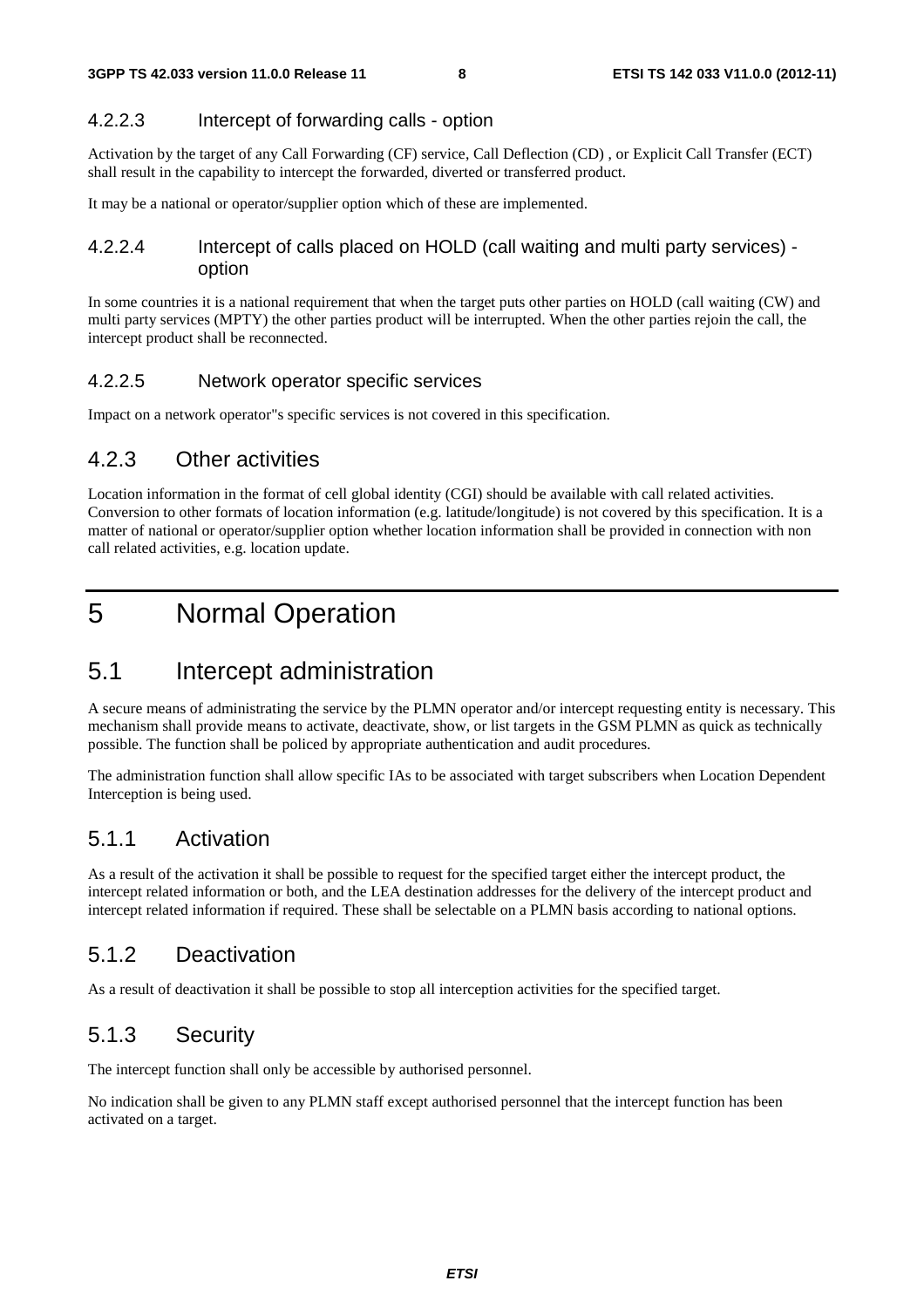#### 4.2.2.3 Intercept of forwarding calls - option

Activation by the target of any Call Forwarding (CF) service, Call Deflection (CD) , or Explicit Call Transfer (ECT) shall result in the capability to intercept the forwarded, diverted or transferred product.

It may be a national or operator/supplier option which of these are implemented.

#### 4.2.2.4 Intercept of calls placed on HOLD (call waiting and multi party services) - option

In some countries it is a national requirement that when the target puts other parties on HOLD (call waiting (CW) and multi party services (MPTY) the other parties product will be interrupted. When the other parties rejoin the call, the intercept product shall be reconnected.

#### 4.2.2.5 Network operator specific services

Impact on a network operator"s specific services is not covered in this specification.

### 4.2.3 Other activities

Location information in the format of cell global identity (CGI) should be available with call related activities. Conversion to other formats of location information (e.g. latitude/longitude) is not covered by this specification. It is a matter of national or operator/supplier option whether location information shall be provided in connection with non call related activities, e.g. location update.

# 5 Normal Operation

## 5.1 Intercept administration

A secure means of administrating the service by the PLMN operator and/or intercept requesting entity is necessary. This mechanism shall provide means to activate, deactivate, show, or list targets in the GSM PLMN as quick as technically possible. The function shall be policed by appropriate authentication and audit procedures.

The administration function shall allow specific IAs to be associated with target subscribers when Location Dependent Interception is being used.

### 5.1.1 Activation

As a result of the activation it shall be possible to request for the specified target either the intercept product, the intercept related information or both, and the LEA destination addresses for the delivery of the intercept product and intercept related information if required. These shall be selectable on a PLMN basis according to national options.

### 5.1.2 Deactivation

As a result of deactivation it shall be possible to stop all interception activities for the specified target.

### 5.1.3 Security

The intercept function shall only be accessible by authorised personnel.

No indication shall be given to any PLMN staff except authorised personnel that the intercept function has been activated on a target.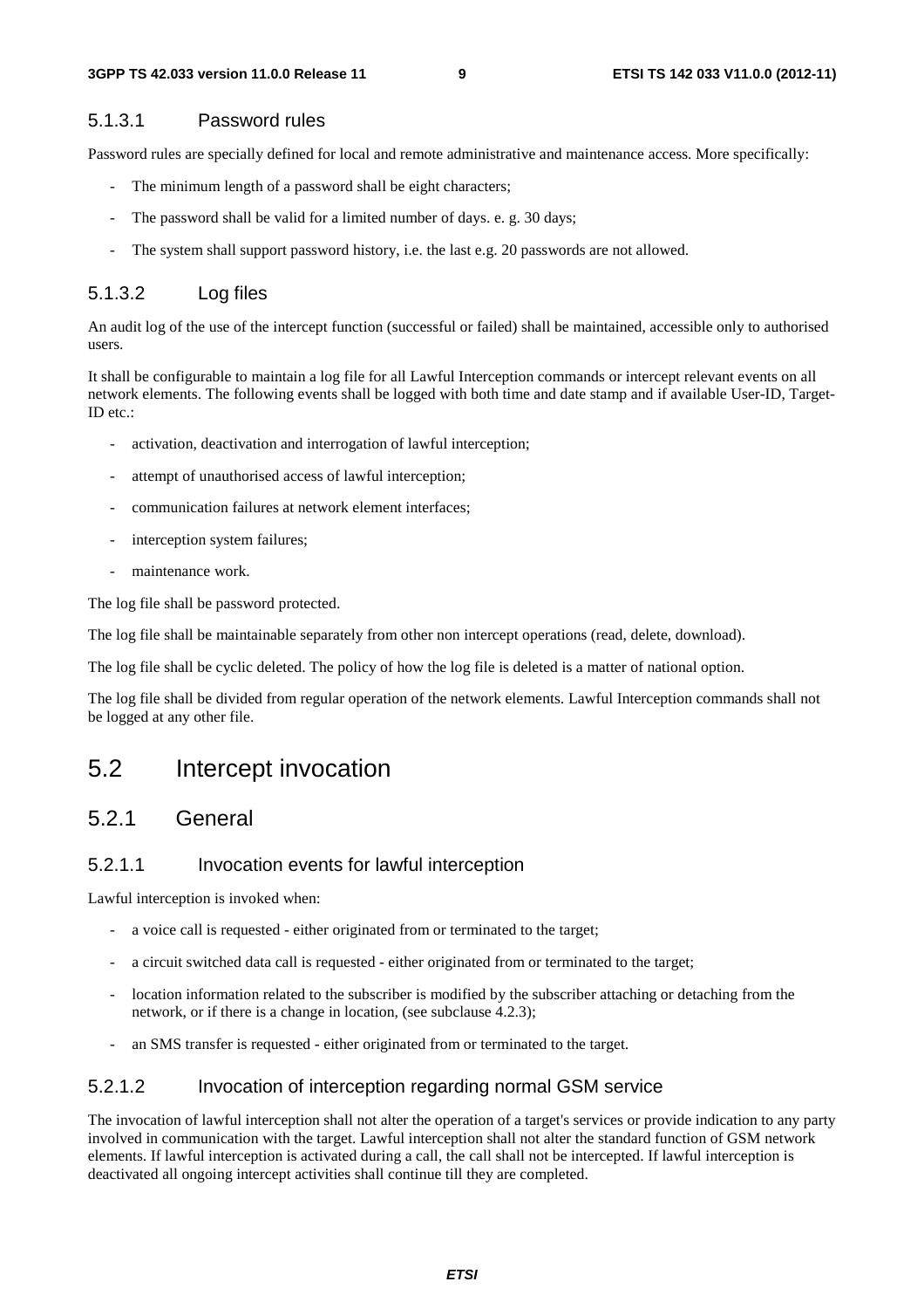#### 5.1.3.1 Password rules

Password rules are specially defined for local and remote administrative and maintenance access. More specifically:

- The minimum length of a password shall be eight characters;
- The password shall be valid for a limited number of days. e. g. 30 days;
- The system shall support password history, i.e. the last e.g. 20 passwords are not allowed.

#### 5.1.3.2 Log files

An audit log of the use of the intercept function (successful or failed) shall be maintained, accessible only to authorised users.

It shall be configurable to maintain a log file for all Lawful Interception commands or intercept relevant events on all network elements. The following events shall be logged with both time and date stamp and if available User-ID, Target-ID etc.:

- activation, deactivation and interrogation of lawful interception;
- attempt of unauthorised access of lawful interception;
- communication failures at network element interfaces;
- interception system failures;
- maintenance work.

The log file shall be password protected.

The log file shall be maintainable separately from other non intercept operations (read, delete, download).

The log file shall be cyclic deleted. The policy of how the log file is deleted is a matter of national option.

The log file shall be divided from regular operation of the network elements. Lawful Interception commands shall not be logged at any other file.

## 5.2 Intercept invocation

### 5.2.1 General

#### 5.2.1.1 Invocation events for lawful interception

Lawful interception is invoked when:

- a voice call is requested - either originated from or terminated to the target;
- a circuit switched data call is requested - either originated from or terminated to the target;
- location information related to the subscriber is modified by the subscriber attaching or detaching from the network, or if there is a change in location, (see subclause 4.2.3);
- an SMS transfer is requested - either originated from or terminated to the target.

#### 5.2.1.2 Invocation of interception regarding normal GSM service

The invocation of lawful interception shall not alter the operation of a target's services or provide indication to any party involved in communication with the target. Lawful interception shall not alter the standard function of GSM network elements. If lawful interception is activated during a call, the call shall not be intercepted. If lawful interception is deactivated all ongoing intercept activities shall continue till they are completed.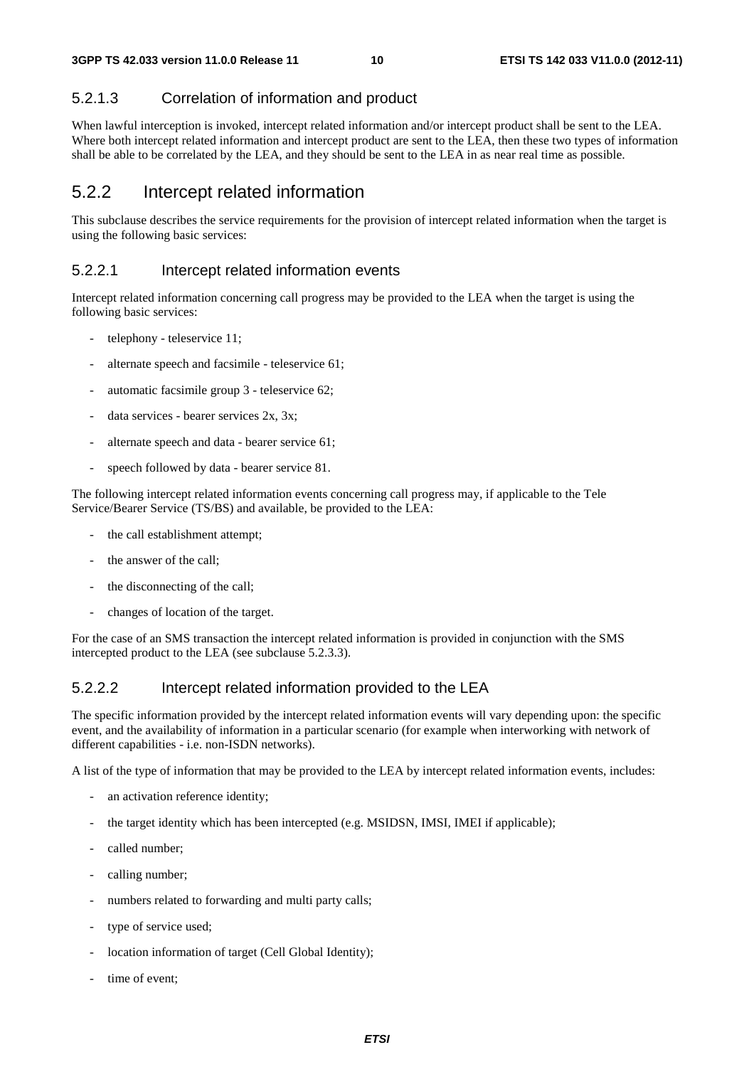#### 5.2.1.3 Correlation of information and product

When lawful interception is invoked, intercept related information and/or intercept product shall be sent to the LEA. Where both intercept related information and intercept product are sent to the LEA, then these two types of information shall be able to be correlated by the LEA, and they should be sent to the LEA in as near real time as possible.

### 5.2.2 Intercept related information

This subclause describes the service requirements for the provision of intercept related information when the target is using the following basic services:

#### 5.2.2.1 Intercept related information events

Intercept related information concerning call progress may be provided to the LEA when the target is using the following basic services:

- telephony - teleservice 11;
- alternate speech and facsimile - teleservice 61;
- automatic facsimile group 3 - teleservice 62;
- data services - bearer services 2x, 3x;
- alternate speech and data - bearer service 61;
- speech followed by data - bearer service 81.

The following intercept related information events concerning call progress may, if applicable to the Tele Service/Bearer Service (TS/BS) and available, be provided to the LEA:

- the call establishment attempt;
- the answer of the call;
- the disconnecting of the call;
- changes of location of the target.

For the case of an SMS transaction the intercept related information is provided in conjunction with the SMS intercepted product to the LEA (see subclause 5.2.3.3).

#### 5.2.2.2 Intercept related information provided to the LEA

The specific information provided by the intercept related information events will vary depending upon: the specific event, and the availability of information in a particular scenario (for example when interworking with network of different capabilities - i.e. non-ISDN networks).

A list of the type of information that may be provided to the LEA by intercept related information events, includes:

- an activation reference identity;
- the target identity which has been intercepted (e.g. MSIDSN, IMSI, IMEI if applicable);
- called number;
- calling number;
- numbers related to forwarding and multi party calls;
- type of service used;
- location information of target (Cell Global Identity);
- time of event;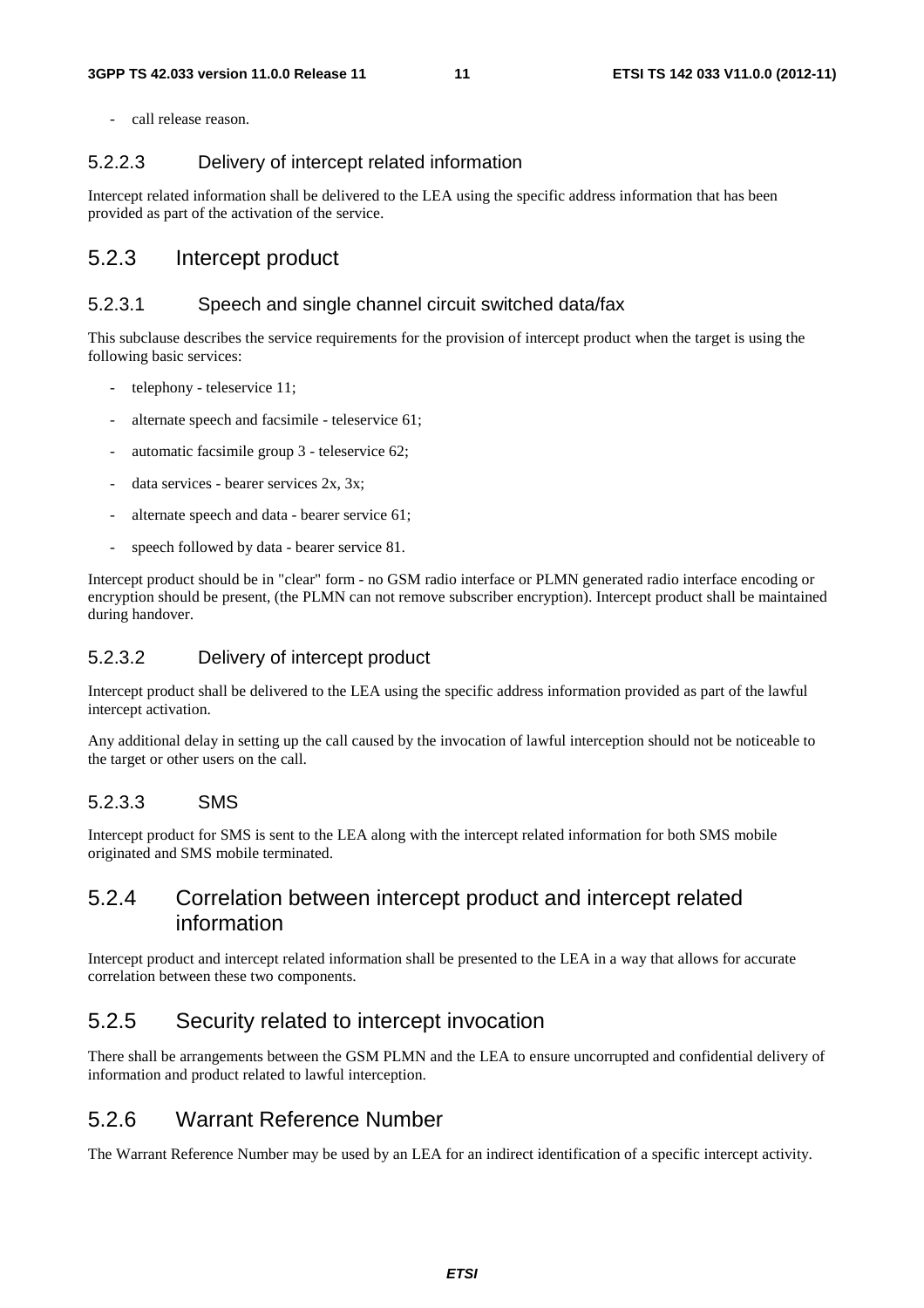- call release reason.

#### 5.2.2.3 Delivery of intercept related information

Intercept related information shall be delivered to the LEA using the specific address information that has been provided as part of the activation of the service.

### 5.2.3 Intercept product

#### 5.2.3.1 Speech and single channel circuit switched data/fax

This subclause describes the service requirements for the provision of intercept product when the target is using the following basic services:

- telephony - teleservice 11;
- alternate speech and facsimile - teleservice 61;
- automatic facsimile group 3 - teleservice 62;
- data services - bearer services 2x, 3x;
- alternate speech and data - bearer service 61;
- speech followed by data - bearer service 81.

Intercept product should be in "clear" form - no GSM radio interface or PLMN generated radio interface encoding or encryption should be present, (the PLMN can not remove subscriber encryption). Intercept product shall be maintained during handover.

#### 5.2.3.2 Delivery of intercept product

Intercept product shall be delivered to the LEA using the specific address information provided as part of the lawful intercept activation.

Any additional delay in setting up the call caused by the invocation of lawful interception should not be noticeable to the target or other users on the call.

#### 5.2.3.3 SMS

Intercept product for SMS is sent to the LEA along with the intercept related information for both SMS mobile originated and SMS mobile terminated.

### 5.2.4 Correlation between intercept product and intercept related information

Intercept product and intercept related information shall be presented to the LEA in a way that allows for accurate correlation between these two components.

### 5.2.5 Security related to intercept invocation

There shall be arrangements between the GSM PLMN and the LEA to ensure uncorrupted and confidential delivery of information and product related to lawful interception.

### 5.2.6 Warrant Reference Number

The Warrant Reference Number may be used by an LEA for an indirect identification of a specific intercept activity.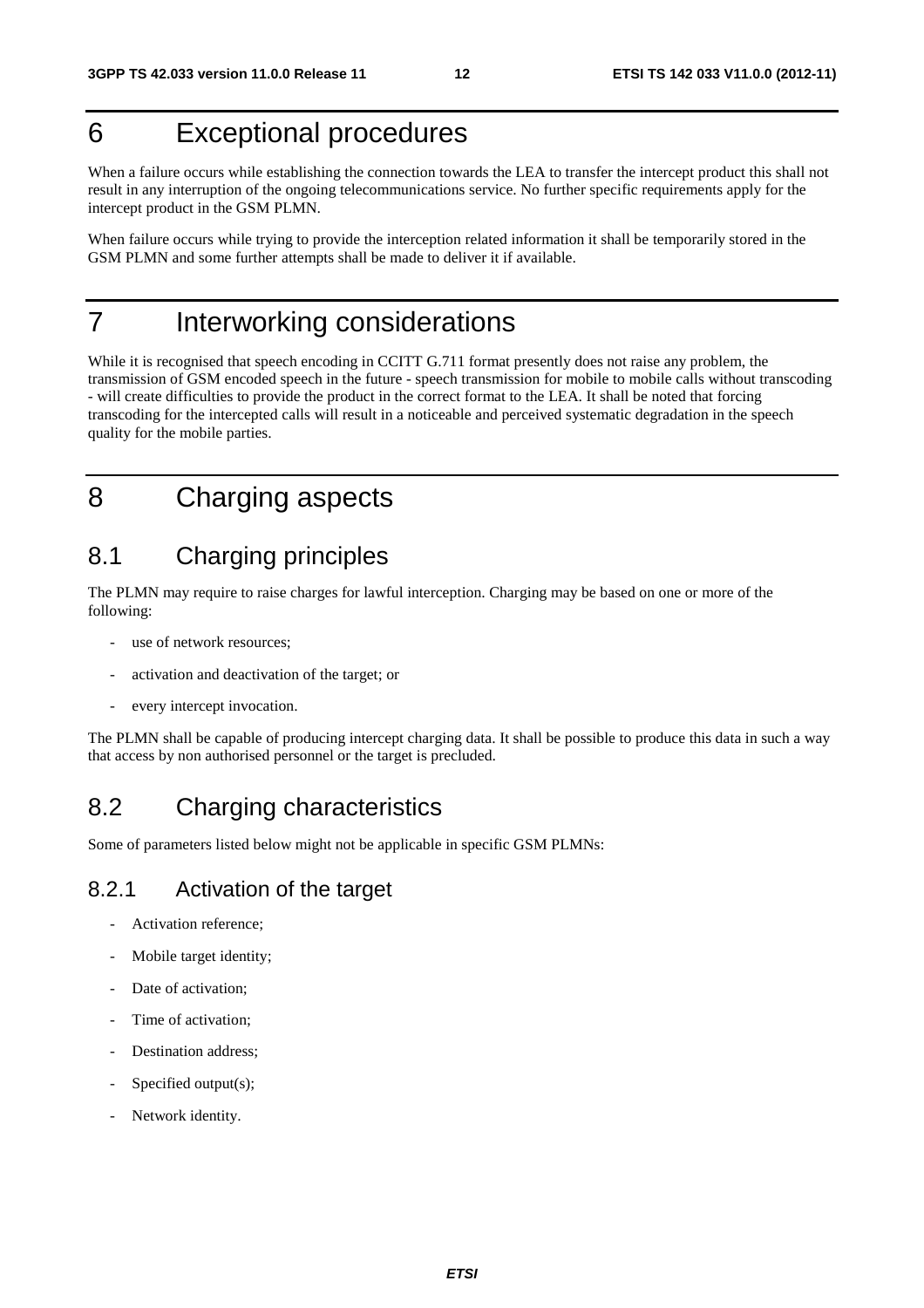# 6 Exceptional procedures

When a failure occurs while establishing the connection towards the LEA to transfer the intercept product this shall not result in any interruption of the ongoing telecommunications service. No further specific requirements apply for the intercept product in the GSM PLMN.

When failure occurs while trying to provide the interception related information it shall be temporarily stored in the GSM PLMN and some further attempts shall be made to deliver it if available.

# 7 Interworking considerations

While it is recognised that speech encoding in CCITT G.711 format presently does not raise any problem, the transmission of GSM encoded speech in the future - speech transmission for mobile to mobile calls without transcoding - will create difficulties to provide the product in the correct format to the LEA. It shall be noted that forcing transcoding for the intercepted calls will result in a noticeable and perceived systematic degradation in the speech quality for the mobile parties.

# 8 Charging aspects

## 8.1 Charging principles

The PLMN may require to raise charges for lawful interception. Charging may be based on one or more of the following:

- use of network resources;
- activation and deactivation of the target; or
- every intercept invocation.

The PLMN shall be capable of producing intercept charging data. It shall be possible to produce this data in such a way that access by non authorised personnel or the target is precluded.

## 8.2 Charging characteristics

Some of parameters listed below might not be applicable in specific GSM PLMNs:

### 8.2.1 Activation of the target

- Activation reference;
- Mobile target identity;
- Date of activation;
- Time of activation;
- Destination address;
- Specified output(s);
- Network identity.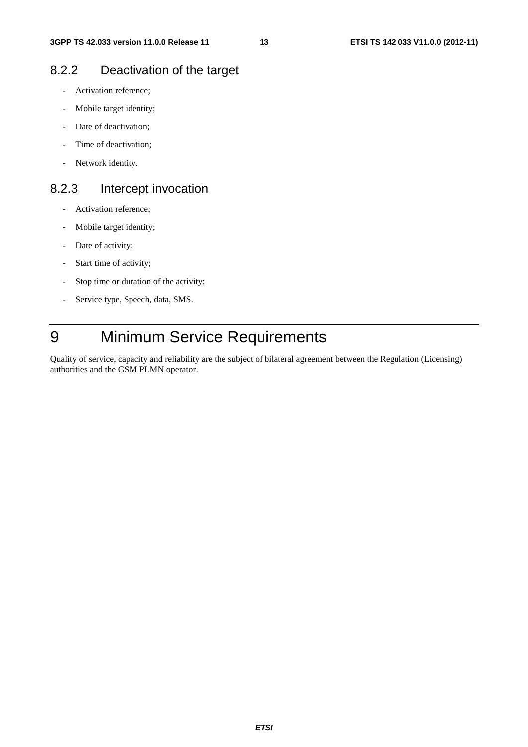### 8.2.2 Deactivation of the target

- Activation reference;
- Mobile target identity;
- Date of deactivation;
- Time of deactivation;
- Network identity.

### 8.2.3 Intercept invocation

- Activation reference;
- Mobile target identity;
- Date of activity;
- Start time of activity;
- Stop time or duration of the activity;
- Service type, Speech, data, SMS.

# 9 Minimum Service Requirements

Quality of service, capacity and reliability are the subject of bilateral agreement between the Regulation (Licensing) authorities and the GSM PLMN operator.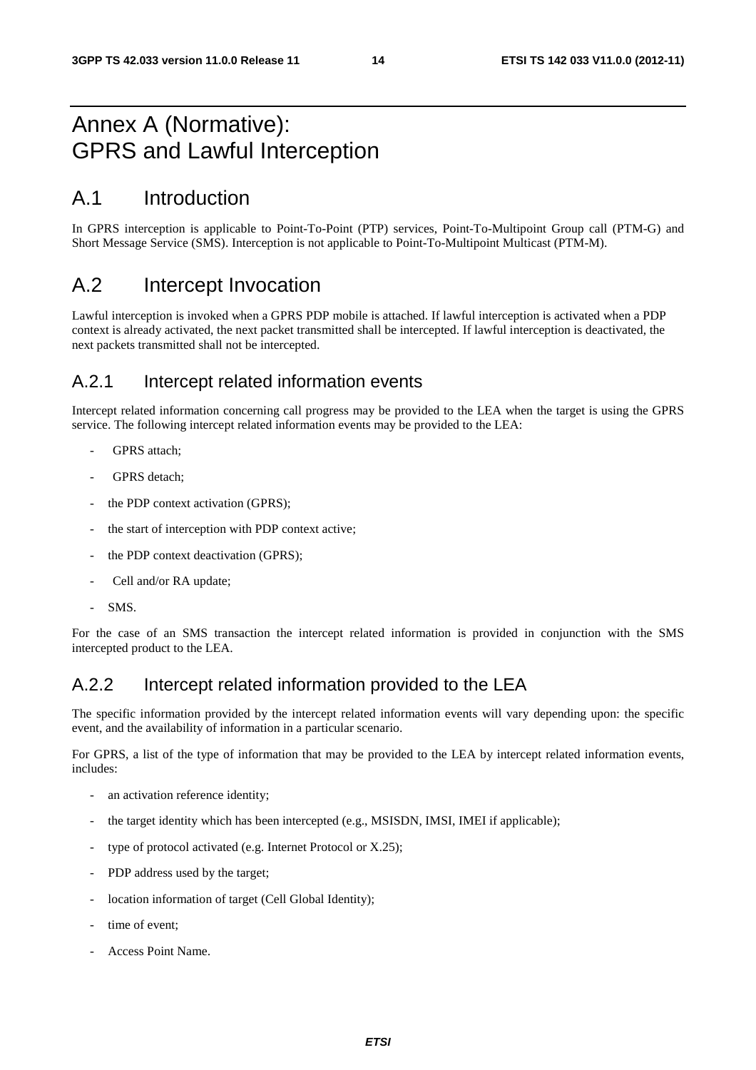# Annex A (Normative): GPRS and Lawful Interception

## A.1 Introduction

In GPRS interception is applicable to Point-To-Point (PTP) services, Point-To-Multipoint Group call (PTM-G) and Short Message Service (SMS). Interception is not applicable to Point-To-Multipoint Multicast (PTM-M).

## A.2 Intercept Invocation

Lawful interception is invoked when a GPRS PDP mobile is attached. If lawful interception is activated when a PDP context is already activated, the next packet transmitted shall be intercepted. If lawful interception is deactivated, the next packets transmitted shall not be intercepted.

### A.2.1 Intercept related information events

Intercept related information concerning call progress may be provided to the LEA when the target is using the GPRS service. The following intercept related information events may be provided to the LEA:

- GPRS attach;
- GPRS detach;
- the PDP context activation (GPRS);
- the start of interception with PDP context active;
- the PDP context deactivation (GPRS);
- Cell and/or RA update;
- SMS.

For the case of an SMS transaction the intercept related information is provided in conjunction with the SMS intercepted product to the LEA.

### A.2.2 Intercept related information provided to the LEA

The specific information provided by the intercept related information events will vary depending upon: the specific event, and the availability of information in a particular scenario.

For GPRS, a list of the type of information that may be provided to the LEA by intercept related information events, includes:

- an activation reference identity;
- the target identity which has been intercepted (e.g., MSISDN, IMSI, IMEI if applicable);
- type of protocol activated (e.g. Internet Protocol or X.25);
- PDP address used by the target;
- location information of target (Cell Global Identity);
- time of event;
- Access Point Name.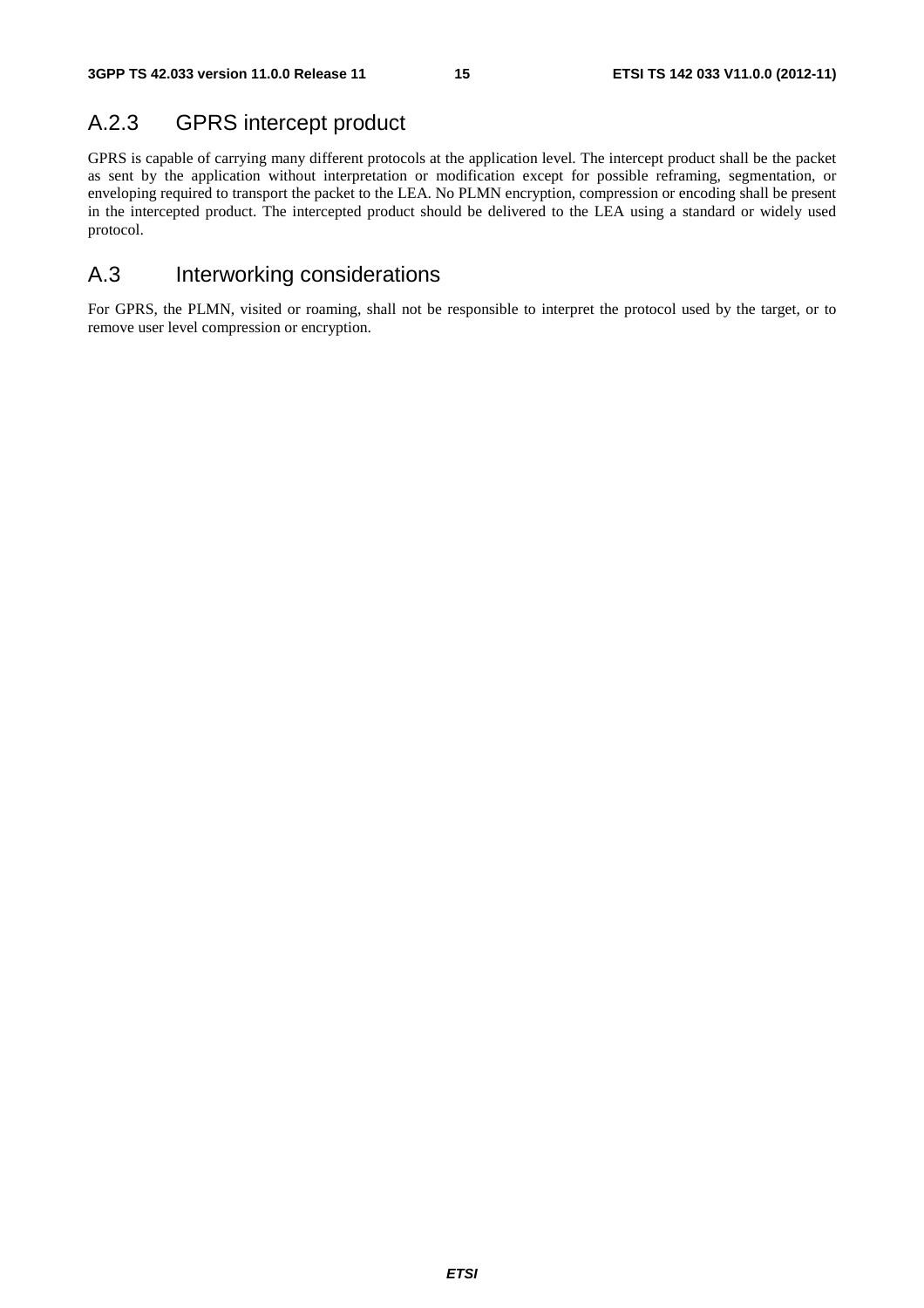### A.2.3 GPRS intercept product

GPRS is capable of carrying many different protocols at the application level. The intercept product shall be the packet as sent by the application without interpretation or modification except for possible reframing, segmentation, or enveloping required to transport the packet to the LEA. No PLMN encryption, compression or encoding shall be present in the intercepted product. The intercepted product should be delivered to the LEA using a standard or widely used protocol.

## A.3 Interworking considerations

For GPRS, the PLMN, visited or roaming, shall not be responsible to interpret the protocol used by the target, or to remove user level compression or encryption.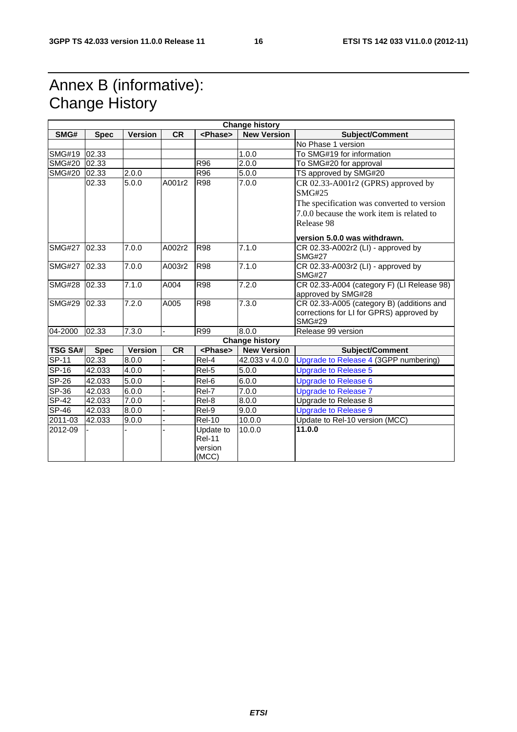# Annex B (informative): Change History

| Change history | | | | | | |
|---|---|---|---|---|---|---|
| **SMG#** | **Spec** | **Version** | **CR** | **<Phase>** | **New Version** | **Subject/Comment** |
| | | | | | | No Phase 1 version |
| SMG#19 | 02.33 | | | | 1.0.0 | To SMG#19 for information |
| SMG#20 | 02.33 | | | R96 | 2.0.0 | To SMG#20 for approval |
| SMG#20 | 02.33 | 2.0.0 | | R96 | 5.0.0 | TS approved by SMG#20 |
| | 02.33 | 5.0.0 | A001r2 | R98 | 7.0.0 | CR 02.33-A001r2 (GPRS) approved by SMG#25<br>The specification was converted to version 7.0.0 because the work item is related to Release 98<br>**version 5.0.0 was withdrawn.** |
| SMG#27 | 02.33 | 7.0.0 | A002r2 | R98 | 7.1.0 | CR 02.33-A002r2 (LI) - approved by SMG#27 |
| SMG#27 | 02.33 | 7.0.0 | A003r2 | R98 | 7.1.0 | CR 02.33-A003r2 (LI) - approved by SMG#27 |
| SMG#28 | 02.33 | 7.1.0 | A004 | R98 | 7.2.0 | CR 02.33-A004 (category F) (LI Release 98) approved by SMG#28 |
| SMG#29 | 02.33 | 7.2.0 | A005 | R98 | 7.3.0 | CR 02.33-A005 (category B) (additions and corrections for LI for GPRS) approved by SMG#29 |
| 04-2000 | 02.33 | 7.3.0 | - | R99 | 8.0.0 | Release 99 version |
| **Change history** | | | | | | |
| **TSG SA#** | **Spec** | **Version** | **CR** | **<Phase>** | **New Version** | **Subject/Comment** |
| SP-11 | 02.33 | 8.0.0 | - | Rel-4 | 42.033 v 4.0.0 | Upgrade to Release 4 (3GPP numbering) |
| SP-16 | 42.033 | 4.0.0 | - | Rel-5 | 5.0.0 | Upgrade to Release 5 |
| SP-26 | 42.033 | 5.0.0 | - | Rel-6 | 6.0.0 | Upgrade to Release 6 |
| SP-36 | 42.033 | 6.0.0 | - | Rel-7 | 7.0.0 | Upgrade to Release 7 |
| SP-42 | 42.033 | 7.0.0 | - | Rel-8 | 8.0.0 | Upgrade to Release 8 |
| SP-46 | 42.033 | 8.0.0 | - | Rel-9 | 9.0.0 | Upgrade to Release 9 |
| 2011-03 | 42.033 | 9.0.0 | - | Rel-10 | 10.0.0 | Update to Rel-10 version (MCC) |
| 2012-09 | - | - | - | Update to Rel-11 version (MCC) | 10.0.0 | **11.0.0** |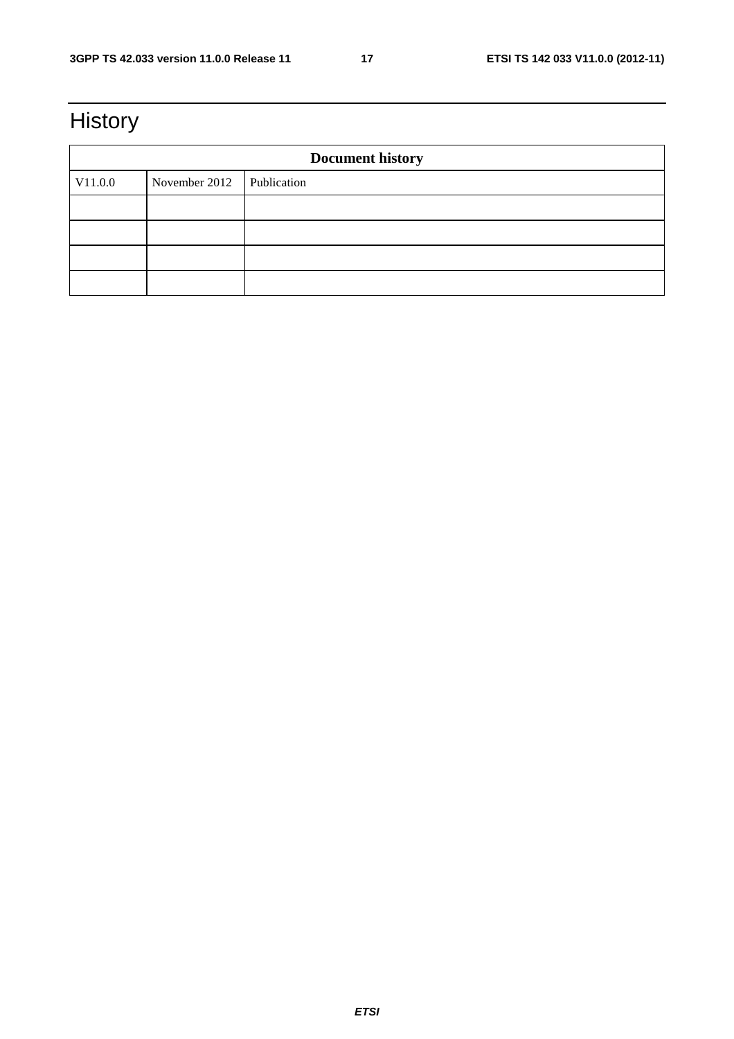# History

| Document history | | |
|---|---|---|
| V11.0.0 | November 2012 | Publication |
| | | |
| | | |
| | | |
| | | |